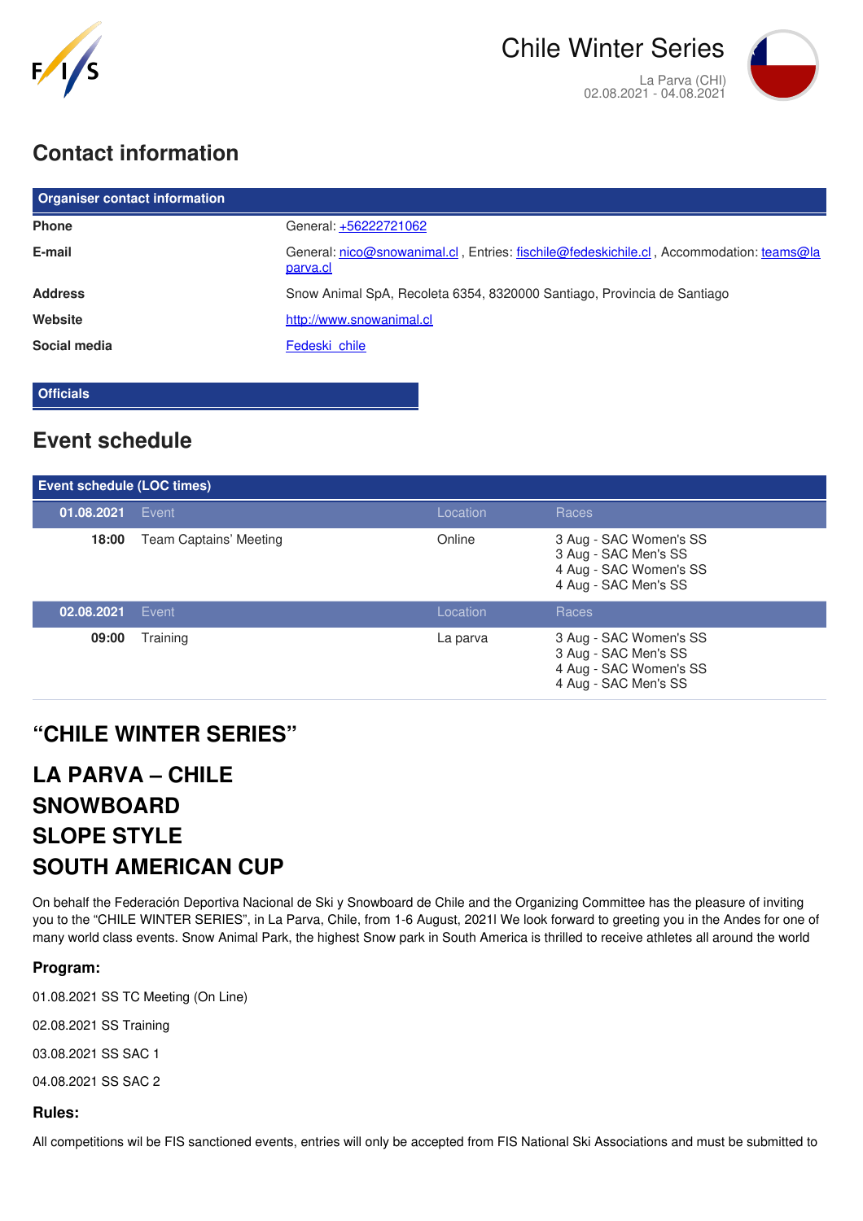# Chile Winter Series

La Parva (CHI)
02.08.2021 - 04.08.2021

## Contact information

| Organiser contact information | |
|---|---|
| **Phone** | General: +56222721062 |
| **E-mail** | General: nico@snowanimal.cl , Entries: fischile@fedeskichile.cl , Accommodation: teams@laparva.cl |
| **Address** | Snow Animal SpA, Recoleta 6354, 8320000 Santiago, Provincia de Santiago |
| **Website** | http://www.snowanimal.cl |
| **Social media** | Fedeski_chile |

**Officials**

## Event schedule

| Event schedule (LOC times) | | | |
|---|---|---|---|
| **01.08.2021** | Event | Location | Races |
| **18:00** | Team Captains' Meeting | Online | 3 Aug - SAC Women's SS<br>3 Aug - SAC Men's SS<br>4 Aug - SAC Women's SS<br>4 Aug - SAC Men's SS |
| **02.08.2021** | Event | Location | Races |
| **09:00** | Training | La parva | 3 Aug - SAC Women's SS<br>3 Aug - SAC Men's SS<br>4 Aug - SAC Women's SS<br>4 Aug - SAC Men's SS |

## "CHILE WINTER SERIES"

## LA PARVA – CHILE
## SNOWBOARD
## SLOPE STYLE
## SOUTH AMERICAN CUP

On behalf the Federación Deportiva Nacional de Ski y Snowboard de Chile and the Organizing Committee has the pleasure of inviting you to the "CHILE WINTER SERIES", in La Parva, Chile, from 1-6 August, 2021! We look forward to greeting you in the Andes for one of many world class events. Snow Animal Park, the highest Snow park in South America is thrilled to receive athletes all around the world

### Program:

01.08.2021 SS TC Meeting (On Line)

02.08.2021 SS Training

03.08.2021 SS SAC 1

04.08.2021 SS SAC 2

### Rules:

All competitions wil be FIS sanctioned events, entries will only be accepted from FIS National Ski Associations and must be submitted to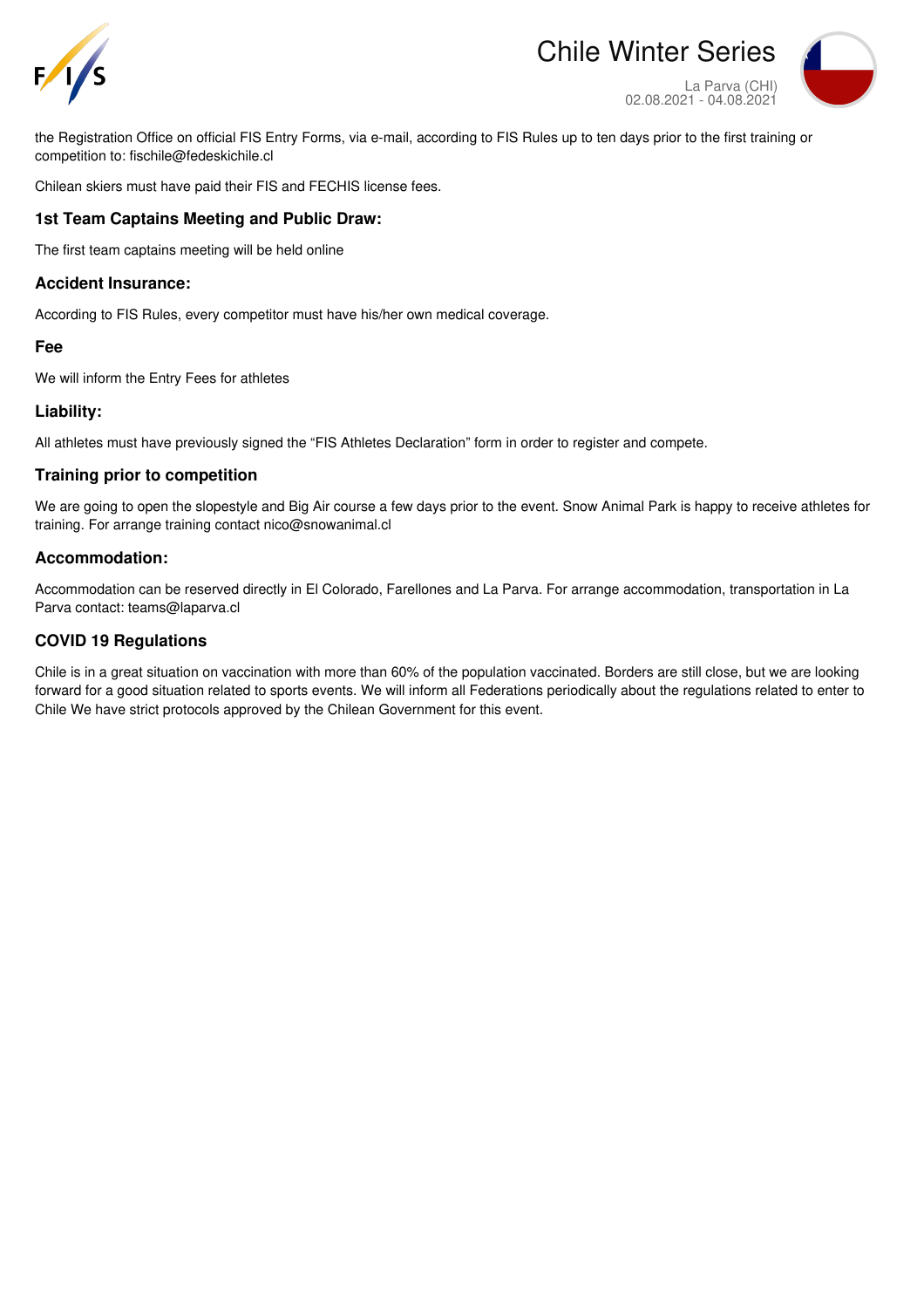the Registration Office on official FIS Entry Forms, via e-mail, according to FIS Rules up to ten days prior to the first training or competition to: fischile@fedeskichile.cl

Chilean skiers must have paid their FIS and FECHIS license fees.

### 1st Team Captains Meeting and Public Draw:

The first team captains meeting will be held online

### Accident Insurance:

According to FIS Rules, every competitor must have his/her own medical coverage.

### Fee

We will inform the Entry Fees for athletes

### Liability:

All athletes must have previously signed the “FIS Athletes Declaration” form in order to register and compete.

### Training prior to competition

We are going to open the slopestyle and Big Air course a few days prior to the event. Snow Animal Park is happy to receive athletes for training. For arrange training contact nico@snowanimal.cl

### Accommodation:

Accommodation can be reserved directly in El Colorado, Farellones and La Parva. For arrange accommodation, transportation in La Parva contact: teams@laparva.cl

### COVID 19 Regulations

Chile is in a great situation on vaccination with more than 60% of the population vaccinated. Borders are still close, but we are looking forward for a good situation related to sports events. We will inform all Federations periodically about the regulations related to enter to Chile We have strict protocols approved by the Chilean Government for this event.